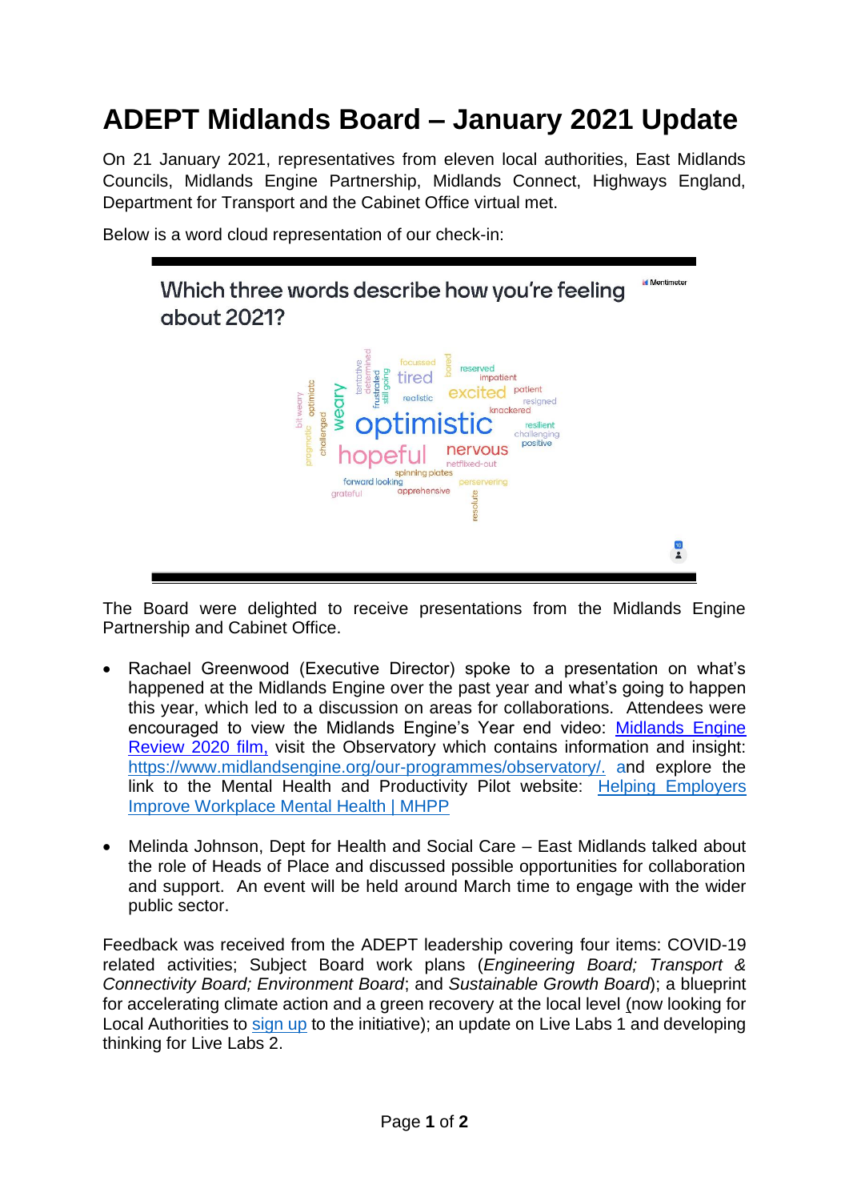# ADEPT Midlands Board – January 2021 Update

On 21 January 2021, representatives from eleven local authorities, East Midlands Councils, Midlands Engine Partnership, Midlands Connect, Highways England, Department for Transport and the Cabinet Office virtual met.

Below is a word cloud representation of our check-in:

**Which three words describe how you're feeling about 2021?**

The Board were delighted to receive presentations from the Midlands Engine Partnership and Cabinet Office.

- Rachael Greenwood (Executive Director) spoke to a presentation on what's happened at the Midlands Engine over the past year and what's going to happen this year, which led to a discussion on areas for collaborations. Attendees were encouraged to view the Midlands Engine's Year end video: [Midlands Engine Review 2020 film,](Midlands Engine Review 2020 film) visit the Observatory which contains information and insight: [https://www.midlandsengine.org/our-programmes/observatory/.](https://www.midlandsengine.org/our-programmes/observatory/) and explore the link to the Mental Health and Productivity Pilot website: [Helping Employers Improve Workplace Mental Health | MHPP](Helping Employers Improve Workplace Mental Health | MHPP)

- Melinda Johnson, Dept for Health and Social Care – East Midlands talked about the role of Heads of Place and discussed possible opportunities for collaboration and support. An event will be held around March time to engage with the wider public sector.

Feedback was received from the ADEPT leadership covering four items: COVID-19 related activities; Subject Board work plans (*Engineering Board; Transport & Connectivity Board; Environment Board*; and *Sustainable Growth Board*); a blueprint for accelerating climate action and a green recovery at the local level (now looking for Local Authorities to sign up to the initiative); an update on Live Labs 1 and developing thinking for Live Labs 2.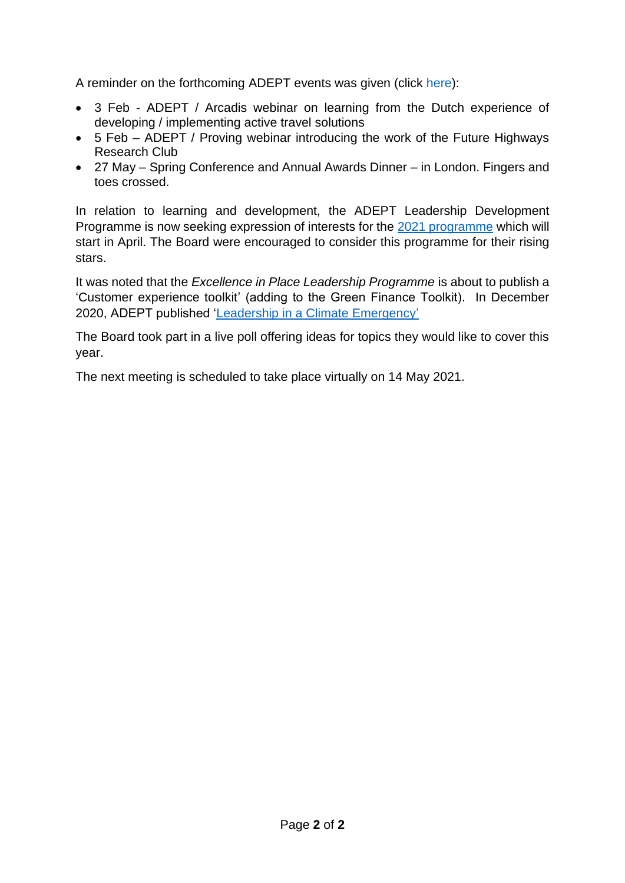A reminder on the forthcoming ADEPT events was given (click here):

- 3 Feb - ADEPT / Arcadis webinar on learning from the Dutch experience of developing / implementing active travel solutions
- 5 Feb – ADEPT / Proving webinar introducing the work of the Future Highways Research Club
- 27 May – Spring Conference and Annual Awards Dinner – in London. Fingers and toes crossed.

In relation to learning and development, the ADEPT Leadership Development Programme is now seeking expression of interests for the 2021 programme which will start in April. The Board were encouraged to consider this programme for their rising stars.

It was noted that the *Excellence in Place Leadership Programme* is about to publish a 'Customer experience toolkit' (adding to the Green Finance Toolkit). In December 2020, ADEPT published 'Leadership in a Climate Emergency'

The Board took part in a live poll offering ideas for topics they would like to cover this year.

The next meeting is scheduled to take place virtually on 14 May 2021.